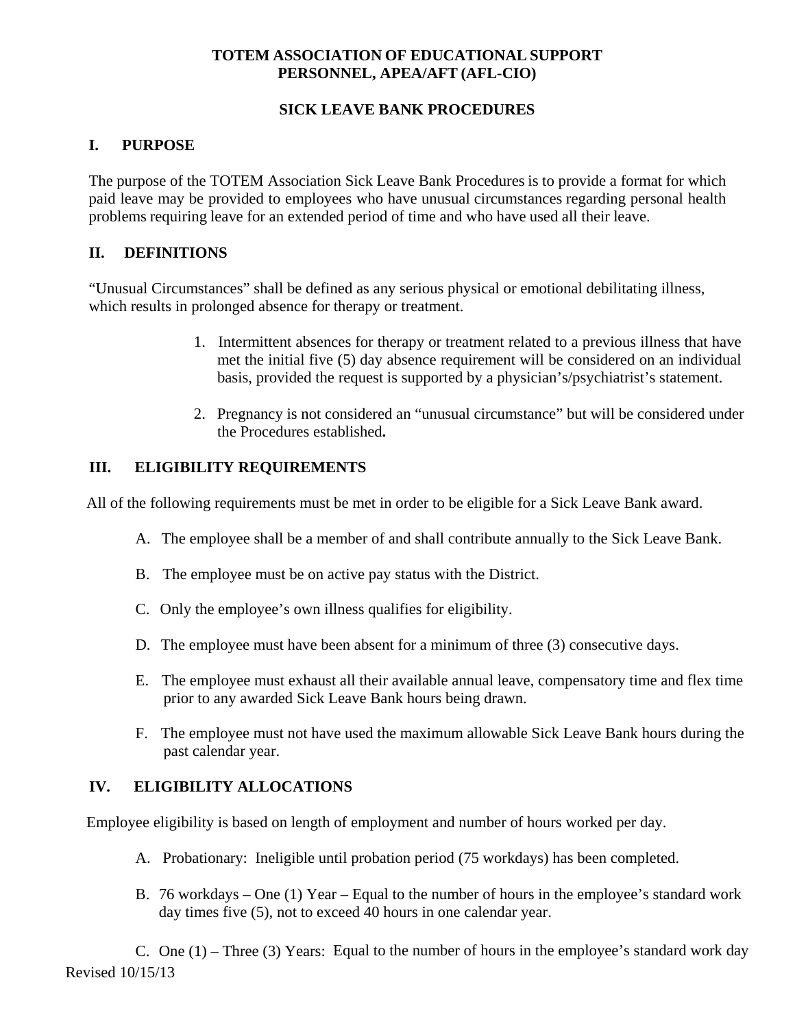**TOTEM ASSOCIATION OF EDUCATIONAL SUPPORT PERSONNEL, APEA/AFT (AFL-CIO)**

**SICK LEAVE BANK PROCEDURES**

## I. PURPOSE

The purpose of the TOTEM Association Sick Leave Bank Procedures is to provide a format for which paid leave may be provided to employees who have unusual circumstances regarding personal health problems requiring leave for an extended period of time and who have used all their leave.

## II. DEFINITIONS

"Unusual Circumstances" shall be defined as any serious physical or emotional debilitating illness, which results in prolonged absence for therapy or treatment.

1. Intermittent absences for therapy or treatment related to a previous illness that have met the initial five (5) day absence requirement will be considered on an individual basis, provided the request is supported by a physician's/psychiatrist's statement.

2. Pregnancy is not considered an "unusual circumstance" but will be considered under the Procedures established**.**

## III. ELIGIBILITY REQUIREMENTS

All of the following requirements must be met in order to be eligible for a Sick Leave Bank award.

A. The employee shall be a member of and shall contribute annually to the Sick Leave Bank.

B. The employee must be on active pay status with the District.

C. Only the employee's own illness qualifies for eligibility.

D. The employee must have been absent for a minimum of three (3) consecutive days.

E. The employee must exhaust all their available annual leave, compensatory time and flex time prior to any awarded Sick Leave Bank hours being drawn.

F. The employee must not have used the maximum allowable Sick Leave Bank hours during the past calendar year.

## IV. ELIGIBILITY ALLOCATIONS

Employee eligibility is based on length of employment and number of hours worked per day.

A. Probationary: Ineligible until probation period (75 workdays) has been completed.

B. 76 workdays – One (1) Year – Equal to the number of hours in the employee's standard work day times five (5), not to exceed 40 hours in one calendar year.

C. One (1) – Three (3) Years: Equal to the number of hours in the employee's standard work day

Revised 10/15/13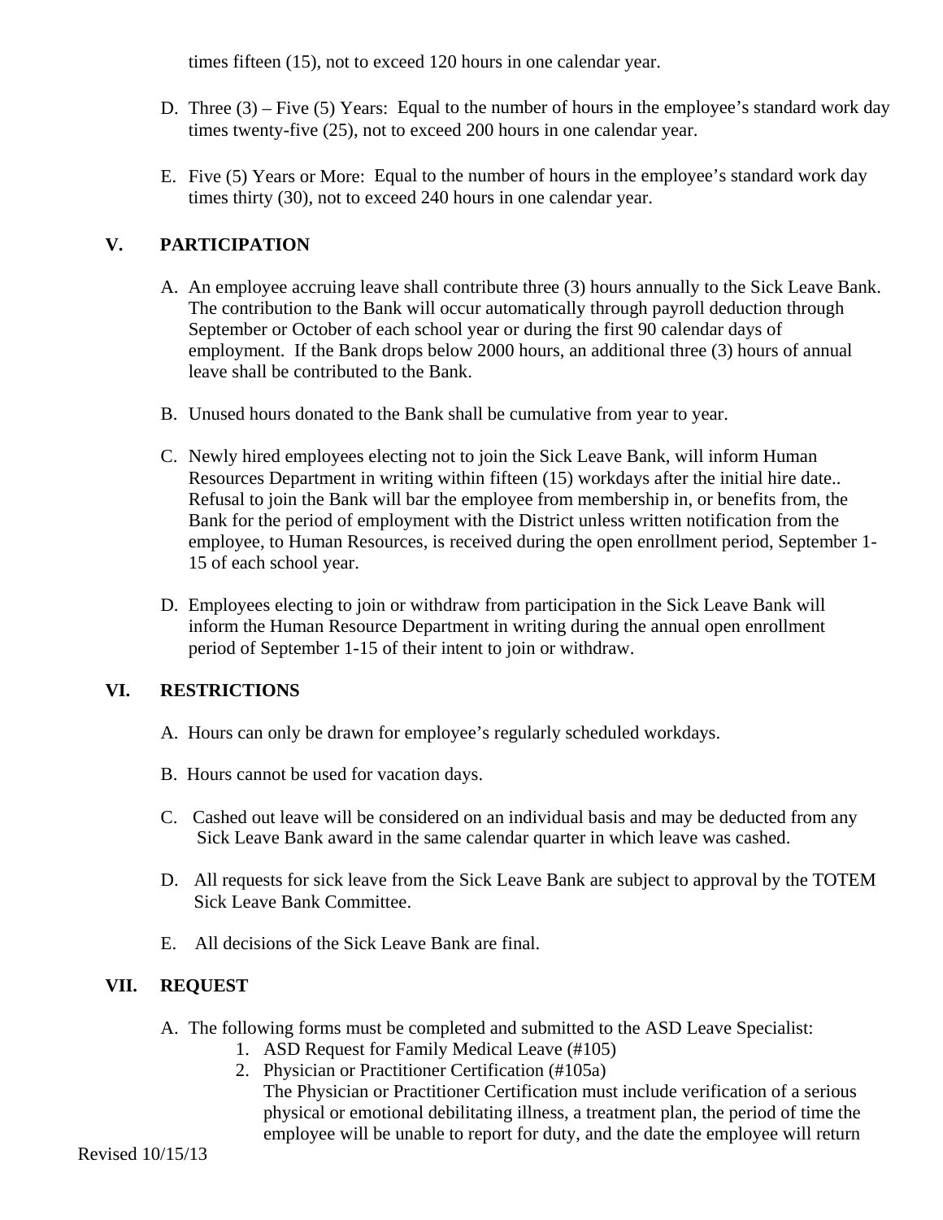times fifteen (15), not to exceed 120 hours in one calendar year.

D. Three (3) – Five (5) Years: Equal to the number of hours in the employee's standard work day times twenty-five (25), not to exceed 200 hours in one calendar year.

E. Five (5) Years or More: Equal to the number of hours in the employee's standard work day times thirty (30), not to exceed 240 hours in one calendar year.

## V. PARTICIPATION

A. An employee accruing leave shall contribute three (3) hours annually to the Sick Leave Bank. The contribution to the Bank will occur automatically through payroll deduction through September or October of each school year or during the first 90 calendar days of employment. If the Bank drops below 2000 hours, an additional three (3) hours of annual leave shall be contributed to the Bank.

B. Unused hours donated to the Bank shall be cumulative from year to year.

C. Newly hired employees electing not to join the Sick Leave Bank, will inform Human Resources Department in writing within fifteen (15) workdays after the initial hire date.. Refusal to join the Bank will bar the employee from membership in, or benefits from, the Bank for the period of employment with the District unless written notification from the employee, to Human Resources, is received during the open enrollment period, September 1-15 of each school year.

D. Employees electing to join or withdraw from participation in the Sick Leave Bank will inform the Human Resource Department in writing during the annual open enrollment period of September 1-15 of their intent to join or withdraw.

## VI. RESTRICTIONS

A. Hours can only be drawn for employee's regularly scheduled workdays.

B. Hours cannot be used for vacation days.

C. Cashed out leave will be considered on an individual basis and may be deducted from any Sick Leave Bank award in the same calendar quarter in which leave was cashed.

D. All requests for sick leave from the Sick Leave Bank are subject to approval by the TOTEM Sick Leave Bank Committee.

E. All decisions of the Sick Leave Bank are final.

## VII. REQUEST

A. The following forms must be completed and submitted to the ASD Leave Specialist:
1. ASD Request for Family Medical Leave (#105)
2. Physician or Practitioner Certification (#105a)
   The Physician or Practitioner Certification must include verification of a serious physical or emotional debilitating illness, a treatment plan, the period of time the employee will be unable to report for duty, and the date the employee will return

Revised 10/15/13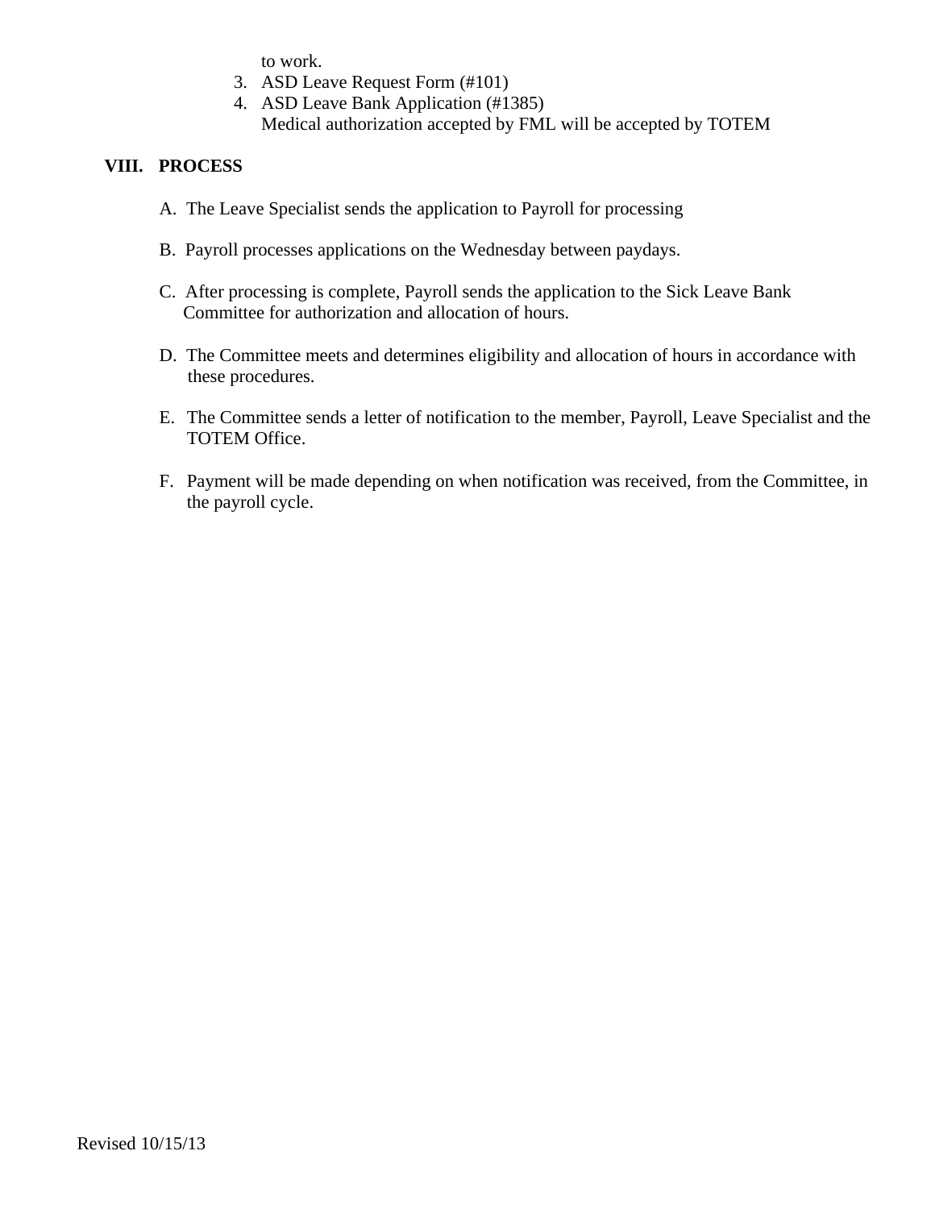to work.

3. ASD Leave Request Form (#101)
4. ASD Leave Bank Application (#1385)
   Medical authorization accepted by FML will be accepted by TOTEM

## VIII. PROCESS

A. The Leave Specialist sends the application to Payroll for processing

B. Payroll processes applications on the Wednesday between paydays.

C. After processing is complete, Payroll sends the application to the Sick Leave Bank Committee for authorization and allocation of hours.

D. The Committee meets and determines eligibility and allocation of hours in accordance with these procedures.

E. The Committee sends a letter of notification to the member, Payroll, Leave Specialist and the TOTEM Office.

F. Payment will be made depending on when notification was received, from the Committee, in the payroll cycle.

Revised 10/15/13